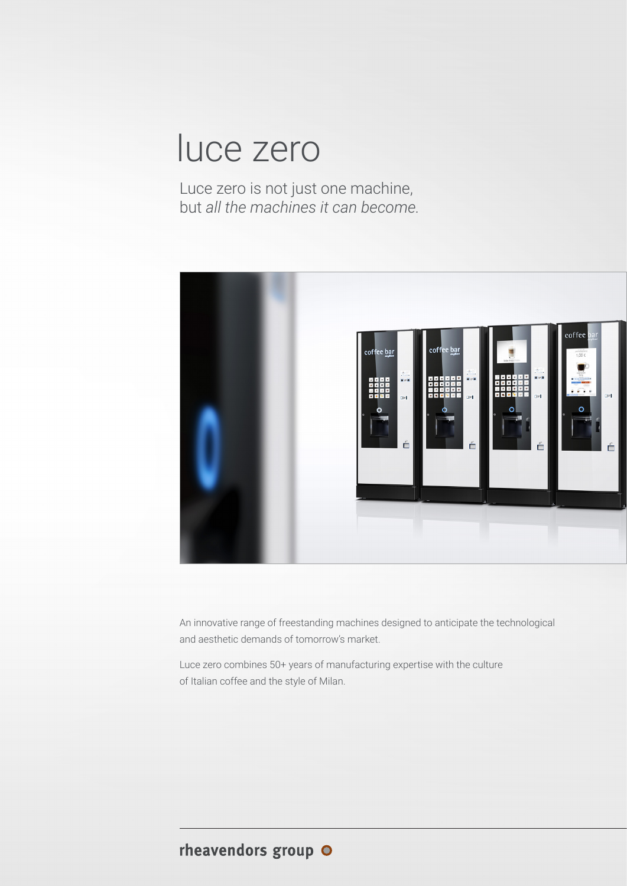# luce zero

Luce zero is not just one machine,
but *all the machines it can become.*

An innovative range of freestanding machines designed to anticipate the technological and aesthetic demands of tomorrow's market.

Luce zero combines 50+ years of manufacturing expertise with the culture of Italian coffee and the style of Milan.

**rheavendors group**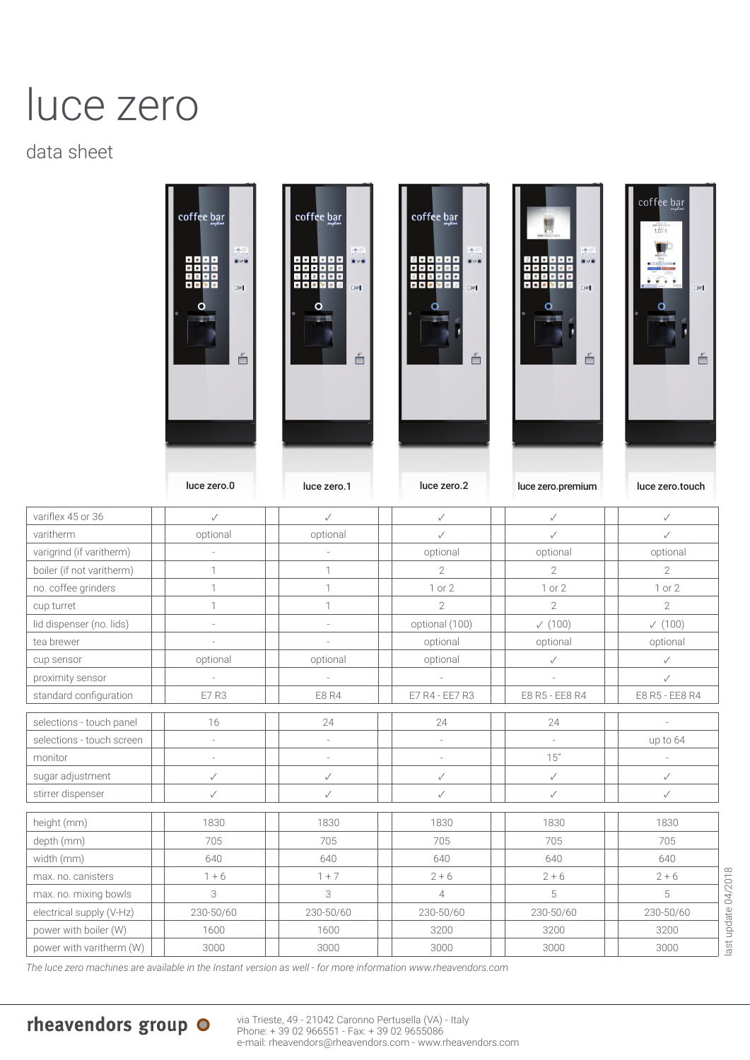# luce zero

## data sheet

| | luce zero.0 | luce zero.1 | luce zero.2 | luce zero.premium | luce zero.touch |
|---|---|---|---|---|---|
| variflex 45 or 36 | ✓ | ✓ | ✓ | ✓ | ✓ |
| varitherm | optional | optional | ✓ | ✓ | ✓ |
| varigrind (if varitherm) | - | - | optional | optional | optional |
| boiler (if not varitherm) | 1 | 1 | 2 | 2 | 2 |
| no. coffee grinders | 1 | 1 | 1 or 2 | 1 or 2 | 1 or 2 |
| cup turret | 1 | 1 | 2 | 2 | 2 |
| lid dispenser (no. lids) | - | - | optional (100) | ✓ (100) | ✓ (100) |
| tea brewer | - | - | optional | optional | optional |
| cup sensor | optional | optional | optional | ✓ | ✓ |
| proximity sensor | - | - | - | - | ✓ |
| standard configuration | E7 R3 | E8 R4 | E7 R4 - EE7 R3 | E8 R5 - EE8 R4 | E8 R5 - EE8 R4 |
| selections - touch panel | 16 | 24 | 24 | 24 | - |
| selections - touch screen | - | - | - | - | up to 64 |
| monitor | - | - | - | 15" | - |
| sugar adjustment | ✓ | ✓ | ✓ | ✓ | ✓ |
| stirrer dispenser | ✓ | ✓ | ✓ | ✓ | ✓ |
| height (mm) | 1830 | 1830 | 1830 | 1830 | 1830 |
| depth (mm) | 705 | 705 | 705 | 705 | 705 |
| width (mm) | 640 | 640 | 640 | 640 | 640 |
| max. no. canisters | 1 + 6 | 1 + 7 | 2 + 6 | 2 + 6 | 2 + 6 |
| max. no. mixing bowls | 3 | 3 | 4 | 5 | 5 |
| electrical supply (V-Hz) | 230-50/60 | 230-50/60 | 230-50/60 | 230-50/60 | 230-50/60 |
| power with boiler (W) | 1600 | 1600 | 3200 | 3200 | 3200 |
| power with varitherm (W) | 3000 | 3000 | 3000 | 3000 | 3000 |

*The luce zero machines are available in the Instant version as well - for more information www.rheavendors.com*

last update 04/2018

**rheavendors group**

via Trieste, 49 - 21042 Caronno Pertusella (VA) - Italy
Phone: + 39 02 966551 - Fax: + 39 02 9655086
e-mail: rheavendors@rheavendors.com - www.rheavendors.com